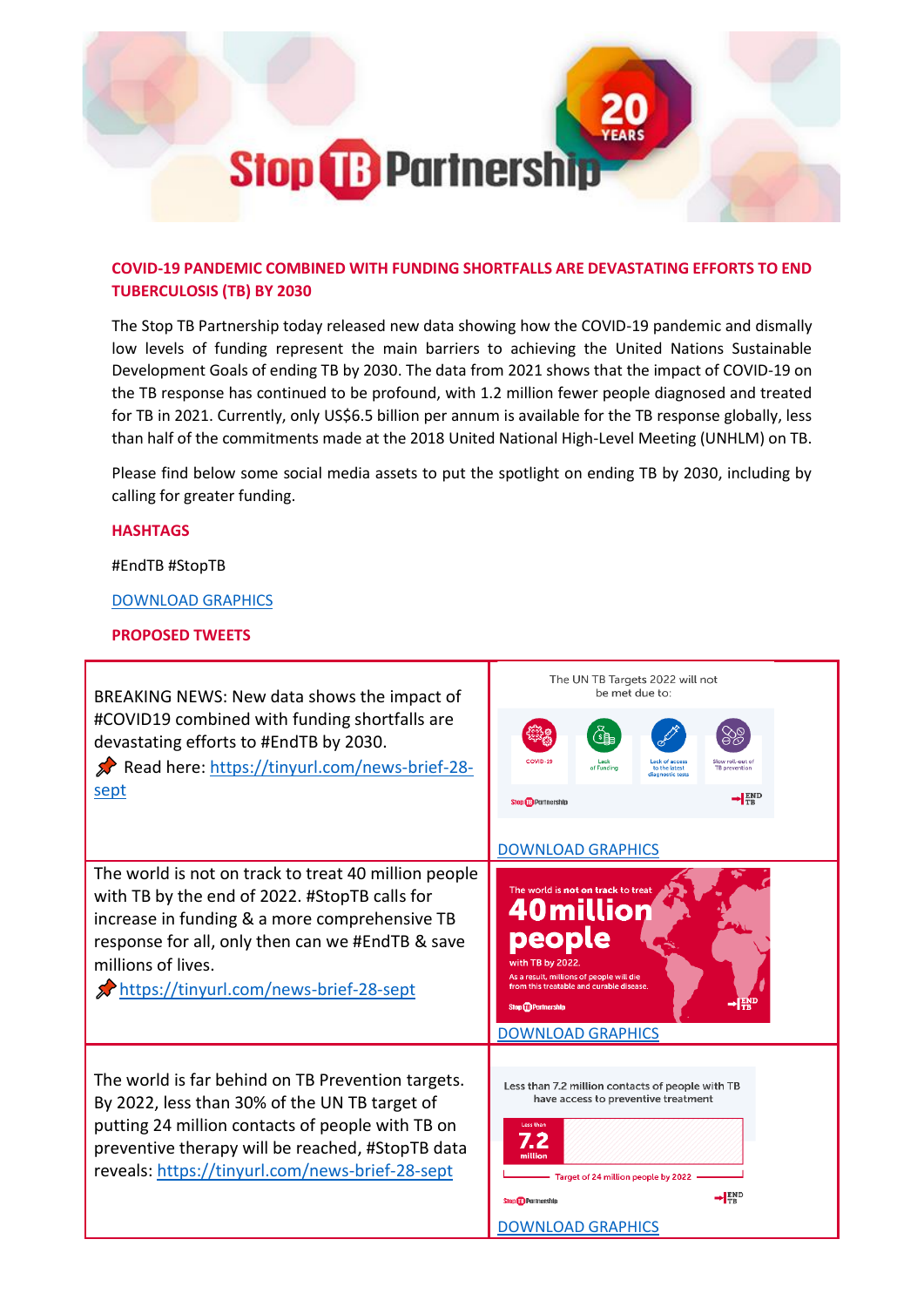# COVID-19 PANDEMIC COMBINED WITH FUNDING SHORTFALLS ARE DEVASTATING EFFORTS TO END TUBERCULOSIS (TB) BY 2030

The Stop TB Partnership today released new data showing how the COVID-19 pandemic and dismally low levels of funding represent the main barriers to achieving the United Nations Sustainable Development Goals of ending TB by 2030. The data from 2021 shows that the impact of COVID-19 on the TB response has continued to be profound, with 1.2 million fewer people diagnosed and treated for TB in 2021. Currently, only US$6.5 billion per annum is available for the TB response globally, less than half of the commitments made at the 2018 United National High-Level Meeting (UNHLM) on TB.

Please find below some social media assets to put the spotlight on ending TB by 2030, including by calling for greater funding.

## HASHTAGS

#EndTB #StopTB

[DOWNLOAD GRAPHICS](#)

## PROPOSED TWEETS

| Tweet | Graphic |
|---|---|
| BREAKING NEWS: New data shows the impact of #COVID19 combined with funding shortfalls are devastating efforts to #EndTB by 2030. 📌 Read here: https://tinyurl.com/news-brief-28-sept | The UN TB Targets 2022 will not be met due to: COVID-19; Lack of Funding; Lack of access to the latest diagnostic tests; Slow roll-out of TB prevention. Stop TB Partnership, END TB. [DOWNLOAD GRAPHICS](#) |
| The world is not on track to treat 40 million people with TB by the end of 2022. #StopTB calls for increase in funding & a more comprehensive TB response for all, only then can we #EndTB & save millions of lives. 📌 https://tinyurl.com/news-brief-28-sept | The world is not on track to treat 40 million people with TB by 2022. As a result, millions of people will die from this treatable and curable disease. Stop TB Partnership, END TB. [DOWNLOAD GRAPHICS](#) |
| The world is far behind on TB Prevention targets. By 2022, less than 30% of the UN TB target of putting 24 million contacts of people with TB on preventive therapy will be reached, #StopTB data reveals: https://tinyurl.com/news-brief-28-sept | Less than 7.2 million contacts of people with TB have access to preventive treatment. Less than 7.2 million. Target of 24 million people by 2022. Stop TB Partnership, END TB. [DOWNLOAD GRAPHICS](#) |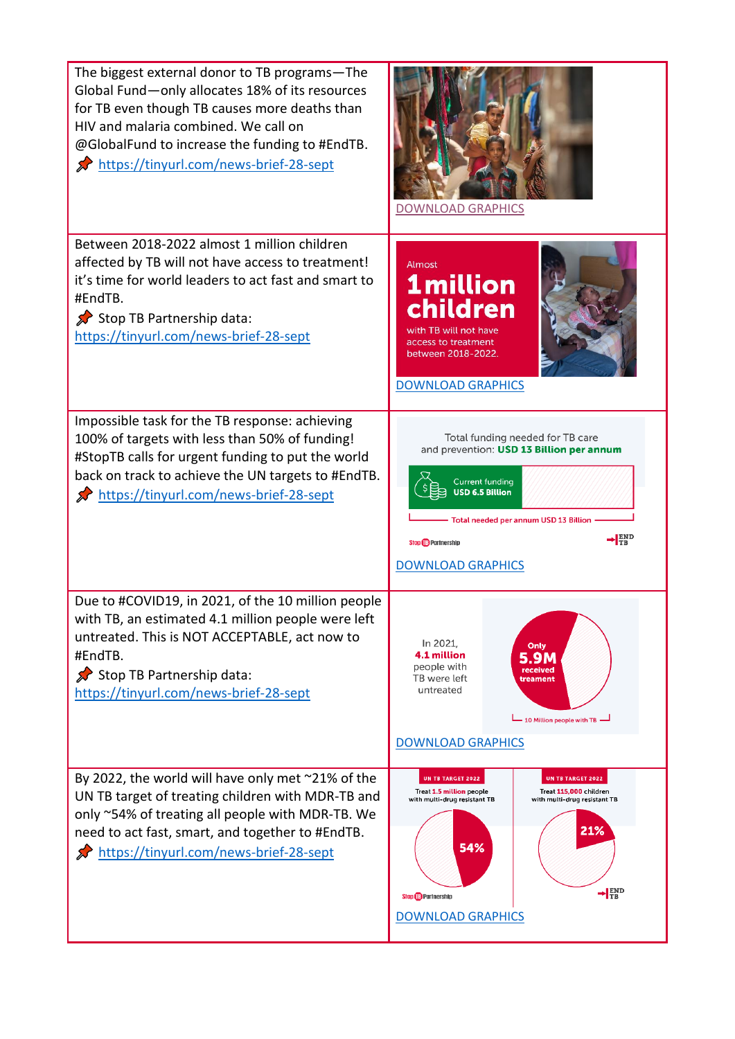| | |
|---|---|
| The biggest external donor to TB programs—The Global Fund—only allocates 18% of its resources for TB even though TB causes more deaths than HIV and malaria combined. We call on @GlobalFund to increase the funding to #EndTB. 📌 https://tinyurl.com/news-brief-28-sept | DOWNLOAD GRAPHICS |
| Between 2018-2022 almost 1 million children affected by TB will not have access to treatment! it's time for world leaders to act fast and smart to #EndTB. 📌 Stop TB Partnership data: https://tinyurl.com/news-brief-28-sept | Almost **1 million children** with TB will not have access to treatment between 2018-2022. DOWNLOAD GRAPHICS |
| Impossible task for the TB response: achieving 100% of targets with less than 50% of funding! #StopTB calls for urgent funding to put the world back on track to achieve the UN targets to #EndTB. 📌 https://tinyurl.com/news-brief-28-sept | Total funding needed for TB care and prevention: **USD 13 Billion per annum** Current funding **USD 6.5 Billion** Total needed per annum USD 13 Billion Stop TB Partnership END TB DOWNLOAD GRAPHICS |
| Due to #COVID19, in 2021, of the 10 million people with TB, an estimated 4.1 million people were left untreated. This is NOT ACCEPTABLE, act now to #EndTB. 📌 Stop TB Partnership data: https://tinyurl.com/news-brief-28-sept | In 2021, **4.1 million** people with TB were left untreated Only **5.9M** received treament 10 Million people with TB DOWNLOAD GRAPHICS |
| By 2022, the world will have only met ~21% of the UN TB target of treating children with MDR-TB and only ~54% of treating all people with MDR-TB. We need to act fast, smart, and together to #EndTB. 📌 https://tinyurl.com/news-brief-28-sept | UN TB TARGET 2022 Treat 1.5 million people with multi-drug resistant TB 54% UN TB TARGET 2022 Treat 115,000 children with multi-drug resistant TB 21% Stop TB Partnership END TB DOWNLOAD GRAPHICS |